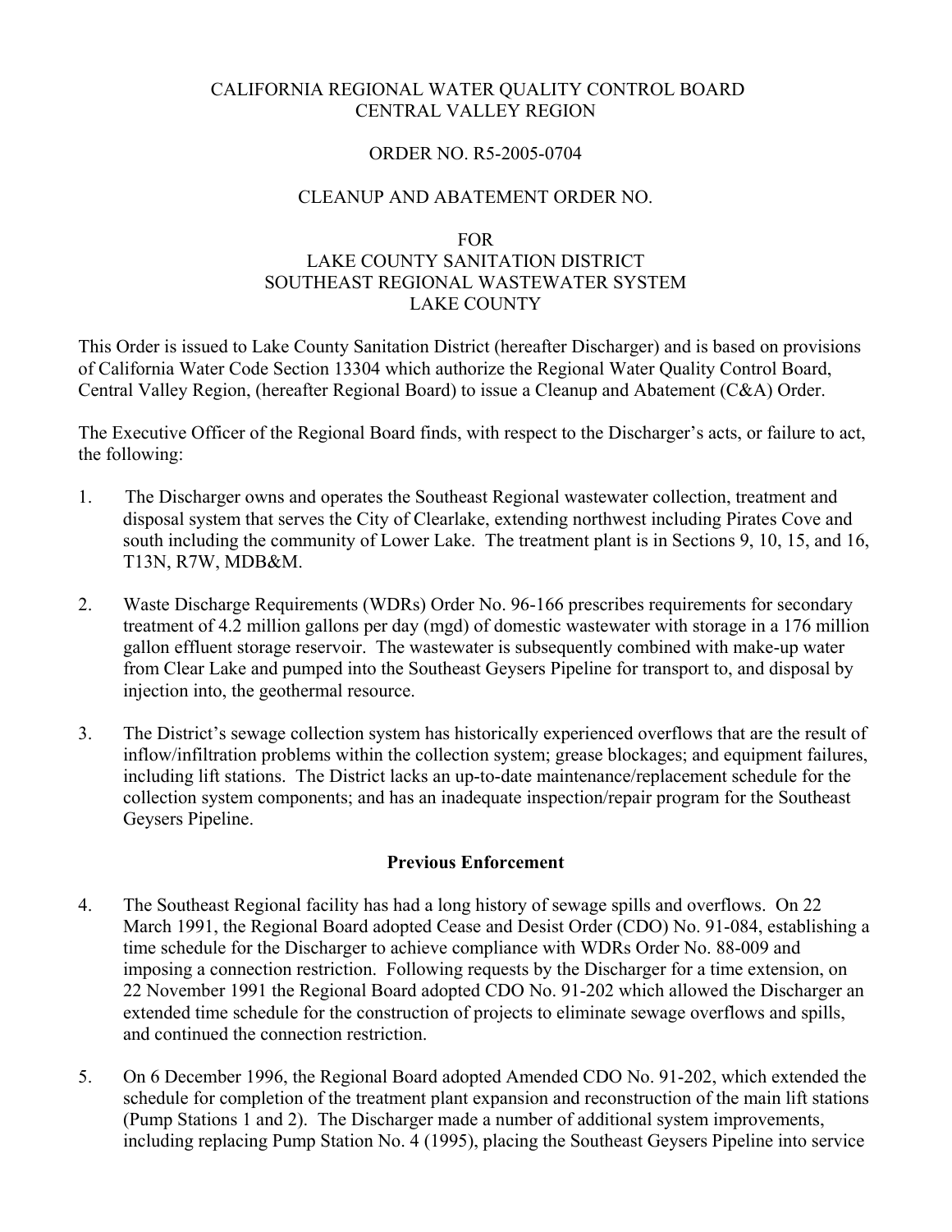CALIFORNIA REGIONAL WATER QUALITY CONTROL BOARD
CENTRAL VALLEY REGION

ORDER NO. R5-2005-0704

CLEANUP AND ABATEMENT ORDER NO.

FOR
LAKE COUNTY SANITATION DISTRICT
SOUTHEAST REGIONAL WASTEWATER SYSTEM
LAKE COUNTY

This Order is issued to Lake County Sanitation District (hereafter Discharger) and is based on provisions of California Water Code Section 13304 which authorize the Regional Water Quality Control Board, Central Valley Region, (hereafter Regional Board) to issue a Cleanup and Abatement (C&A) Order.

The Executive Officer of the Regional Board finds, with respect to the Discharger's acts, or failure to act, the following:

1. The Discharger owns and operates the Southeast Regional wastewater collection, treatment and disposal system that serves the City of Clearlake, extending northwest including Pirates Cove and south including the community of Lower Lake. The treatment plant is in Sections 9, 10, 15, and 16, T13N, R7W, MDB&M.

2. Waste Discharge Requirements (WDRs) Order No. 96-166 prescribes requirements for secondary treatment of 4.2 million gallons per day (mgd) of domestic wastewater with storage in a 176 million gallon effluent storage reservoir. The wastewater is subsequently combined with make-up water from Clear Lake and pumped into the Southeast Geysers Pipeline for transport to, and disposal by injection into, the geothermal resource.

3. The District's sewage collection system has historically experienced overflows that are the result of inflow/infiltration problems within the collection system; grease blockages; and equipment failures, including lift stations. The District lacks an up-to-date maintenance/replacement schedule for the collection system components; and has an inadequate inspection/repair program for the Southeast Geysers Pipeline.

**Previous Enforcement**

4. The Southeast Regional facility has had a long history of sewage spills and overflows. On 22 March 1991, the Regional Board adopted Cease and Desist Order (CDO) No. 91-084, establishing a time schedule for the Discharger to achieve compliance with WDRs Order No. 88-009 and imposing a connection restriction. Following requests by the Discharger for a time extension, on 22 November 1991 the Regional Board adopted CDO No. 91-202 which allowed the Discharger an extended time schedule for the construction of projects to eliminate sewage overflows and spills, and continued the connection restriction.

5. On 6 December 1996, the Regional Board adopted Amended CDO No. 91-202, which extended the schedule for completion of the treatment plant expansion and reconstruction of the main lift stations (Pump Stations 1 and 2). The Discharger made a number of additional system improvements, including replacing Pump Station No. 4 (1995), placing the Southeast Geysers Pipeline into service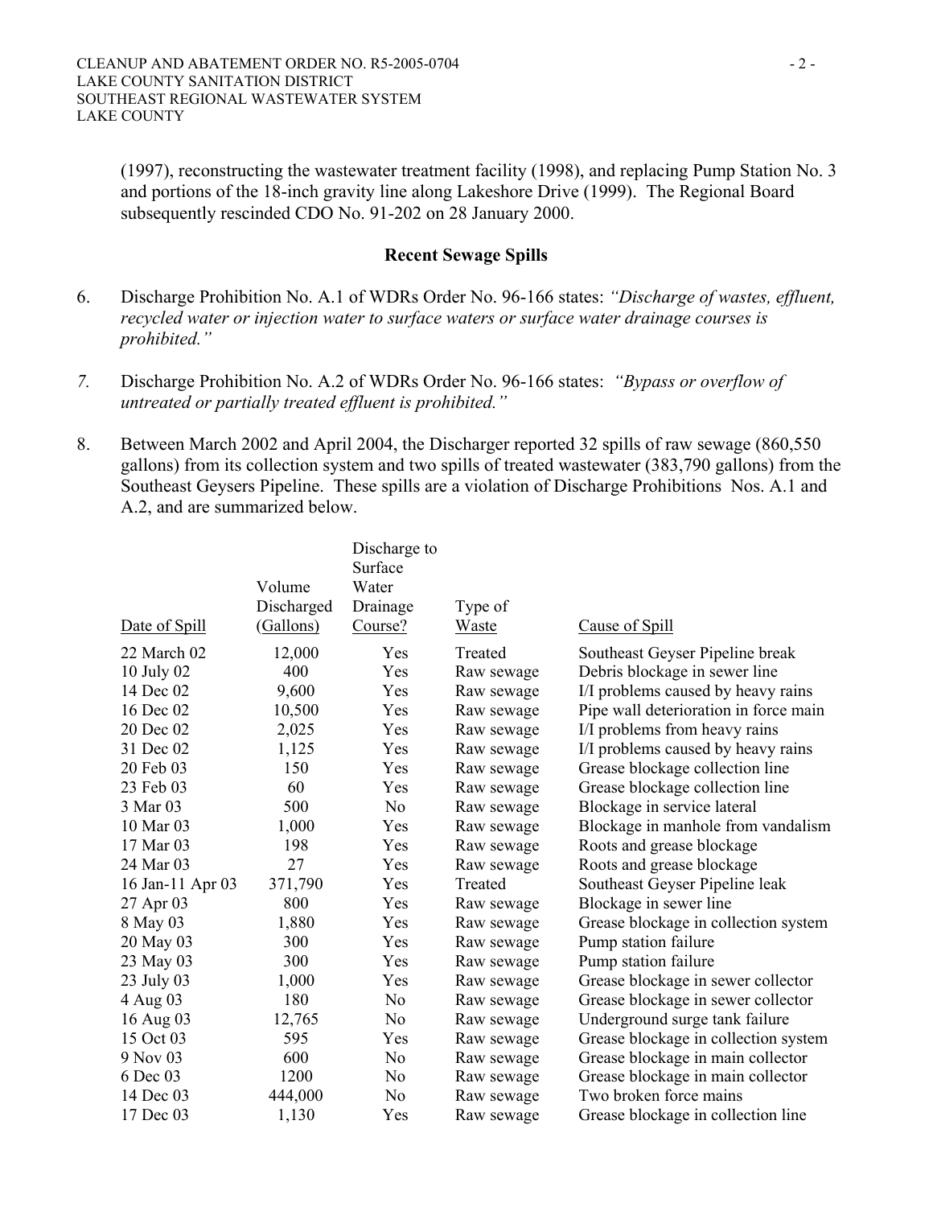(1997), reconstructing the wastewater treatment facility (1998), and replacing Pump Station No. 3 and portions of the 18-inch gravity line along Lakeshore Drive (1999). The Regional Board subsequently rescinded CDO No. 91-202 on 28 January 2000.

## Recent Sewage Spills

6. Discharge Prohibition No. A.1 of WDRs Order No. 96-166 states: *"Discharge of wastes, effluent, recycled water or injection water to surface waters or surface water drainage courses is prohibited."*

7. Discharge Prohibition No. A.2 of WDRs Order No. 96-166 states: *"Bypass or overflow of untreated or partially treated effluent is prohibited."*

8. Between March 2002 and April 2004, the Discharger reported 32 spills of raw sewage (860,550 gallons) from its collection system and two spills of treated wastewater (383,790 gallons) from the Southeast Geysers Pipeline. These spills are a violation of Discharge Prohibitions Nos. A.1 and A.2, and are summarized below.

| Date of Spill | Volume Discharged (Gallons) | Discharge to Surface Water Drainage Course? | Type of Waste | Cause of Spill |
|---|---|---|---|---|
| 22 March 02 | 12,000 | Yes | Treated | Southeast Geyser Pipeline break |
| 10 July 02 | 400 | Yes | Raw sewage | Debris blockage in sewer line |
| 14 Dec 02 | 9,600 | Yes | Raw sewage | I/I problems caused by heavy rains |
| 16 Dec 02 | 10,500 | Yes | Raw sewage | Pipe wall deterioration in force main |
| 20 Dec 02 | 2,025 | Yes | Raw sewage | I/I problems from heavy rains |
| 31 Dec 02 | 1,125 | Yes | Raw sewage | I/I problems caused by heavy rains |
| 20 Feb 03 | 150 | Yes | Raw sewage | Grease blockage collection line |
| 23 Feb 03 | 60 | Yes | Raw sewage | Grease blockage collection line |
| 3 Mar 03 | 500 | No | Raw sewage | Blockage in service lateral |
| 10 Mar 03 | 1,000 | Yes | Raw sewage | Blockage in manhole from vandalism |
| 17 Mar 03 | 198 | Yes | Raw sewage | Roots and grease blockage |
| 24 Mar 03 | 27 | Yes | Raw sewage | Roots and grease blockage |
| 16 Jan-11 Apr 03 | 371,790 | Yes | Treated | Southeast Geyser Pipeline leak |
| 27 Apr 03 | 800 | Yes | Raw sewage | Blockage in sewer line |
| 8 May 03 | 1,880 | Yes | Raw sewage | Grease blockage in collection system |
| 20 May 03 | 300 | Yes | Raw sewage | Pump station failure |
| 23 May 03 | 300 | Yes | Raw sewage | Pump station failure |
| 23 July 03 | 1,000 | Yes | Raw sewage | Grease blockage in sewer collector |
| 4 Aug 03 | 180 | No | Raw sewage | Grease blockage in sewer collector |
| 16 Aug 03 | 12,765 | No | Raw sewage | Underground surge tank failure |
| 15 Oct 03 | 595 | Yes | Raw sewage | Grease blockage in collection system |
| 9 Nov 03 | 600 | No | Raw sewage | Grease blockage in main collector |
| 6 Dec 03 | 1200 | No | Raw sewage | Grease blockage in main collector |
| 14 Dec 03 | 444,000 | No | Raw sewage | Two broken force mains |
| 17 Dec 03 | 1,130 | Yes | Raw sewage | Grease blockage in collection line |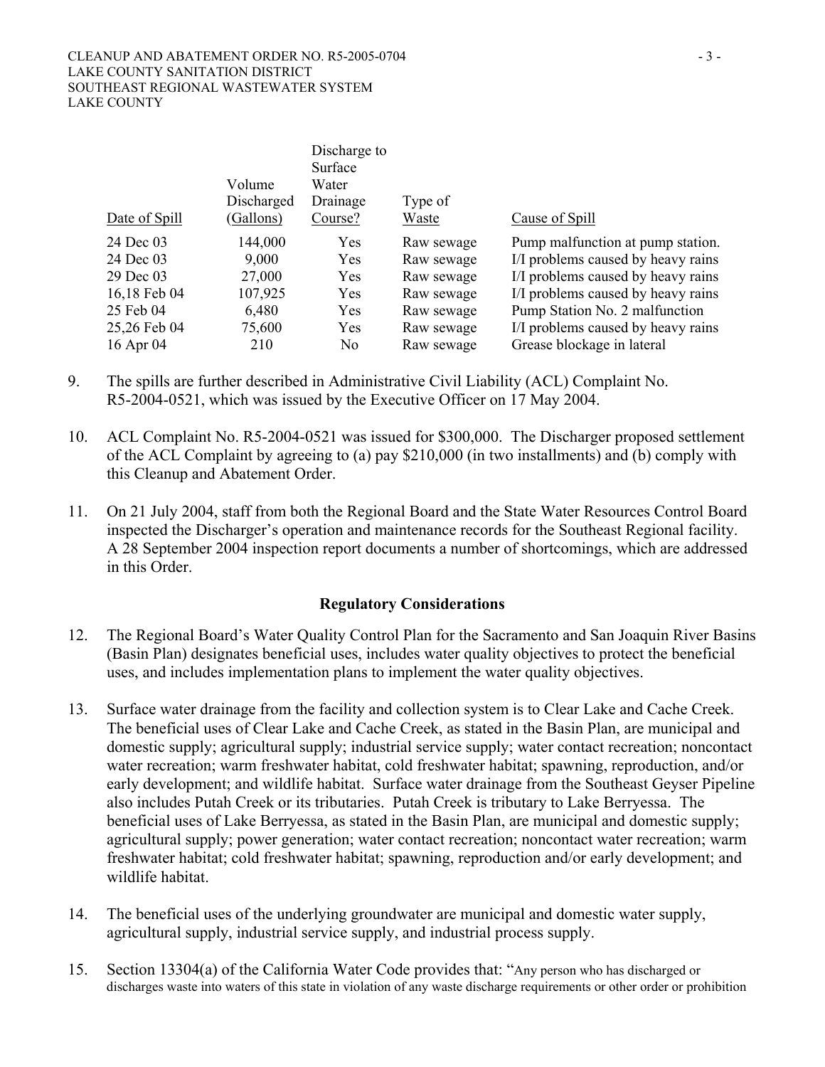| Date of Spill | Volume Discharged (Gallons) | Discharge to Surface Water Drainage Course? | Type of Waste | Cause of Spill |
|---|---|---|---|---|
| 24 Dec 03 | 144,000 | Yes | Raw sewage | Pump malfunction at pump station. |
| 24 Dec 03 | 9,000 | Yes | Raw sewage | I/I problems caused by heavy rains |
| 29 Dec 03 | 27,000 | Yes | Raw sewage | I/I problems caused by heavy rains |
| 16,18 Feb 04 | 107,925 | Yes | Raw sewage | I/I problems caused by heavy rains |
| 25 Feb 04 | 6,480 | Yes | Raw sewage | Pump Station No. 2 malfunction |
| 25,26 Feb 04 | 75,600 | Yes | Raw sewage | I/I problems caused by heavy rains |
| 16 Apr 04 | 210 | No | Raw sewage | Grease blockage in lateral |

9. The spills are further described in Administrative Civil Liability (ACL) Complaint No. R5-2004-0521, which was issued by the Executive Officer on 17 May 2004.

10. ACL Complaint No. R5-2004-0521 was issued for $300,000. The Discharger proposed settlement of the ACL Complaint by agreeing to (a) pay $210,000 (in two installments) and (b) comply with this Cleanup and Abatement Order.

11. On 21 July 2004, staff from both the Regional Board and the State Water Resources Control Board inspected the Discharger's operation and maintenance records for the Southeast Regional facility. A 28 September 2004 inspection report documents a number of shortcomings, which are addressed in this Order.

## Regulatory Considerations

12. The Regional Board's Water Quality Control Plan for the Sacramento and San Joaquin River Basins (Basin Plan) designates beneficial uses, includes water quality objectives to protect the beneficial uses, and includes implementation plans to implement the water quality objectives.

13. Surface water drainage from the facility and collection system is to Clear Lake and Cache Creek. The beneficial uses of Clear Lake and Cache Creek, as stated in the Basin Plan, are municipal and domestic supply; agricultural supply; industrial service supply; water contact recreation; noncontact water recreation; warm freshwater habitat, cold freshwater habitat; spawning, reproduction, and/or early development; and wildlife habitat. Surface water drainage from the Southeast Geyser Pipeline also includes Putah Creek or its tributaries. Putah Creek is tributary to Lake Berryessa. The beneficial uses of Lake Berryessa, as stated in the Basin Plan, are municipal and domestic supply; agricultural supply; power generation; water contact recreation; noncontact water recreation; warm freshwater habitat; cold freshwater habitat; spawning, reproduction and/or early development; and wildlife habitat.

14. The beneficial uses of the underlying groundwater are municipal and domestic water supply, agricultural supply, industrial service supply, and industrial process supply.

15. Section 13304(a) of the California Water Code provides that: "Any person who has discharged or discharges waste into waters of this state in violation of any waste discharge requirements or other order or prohibition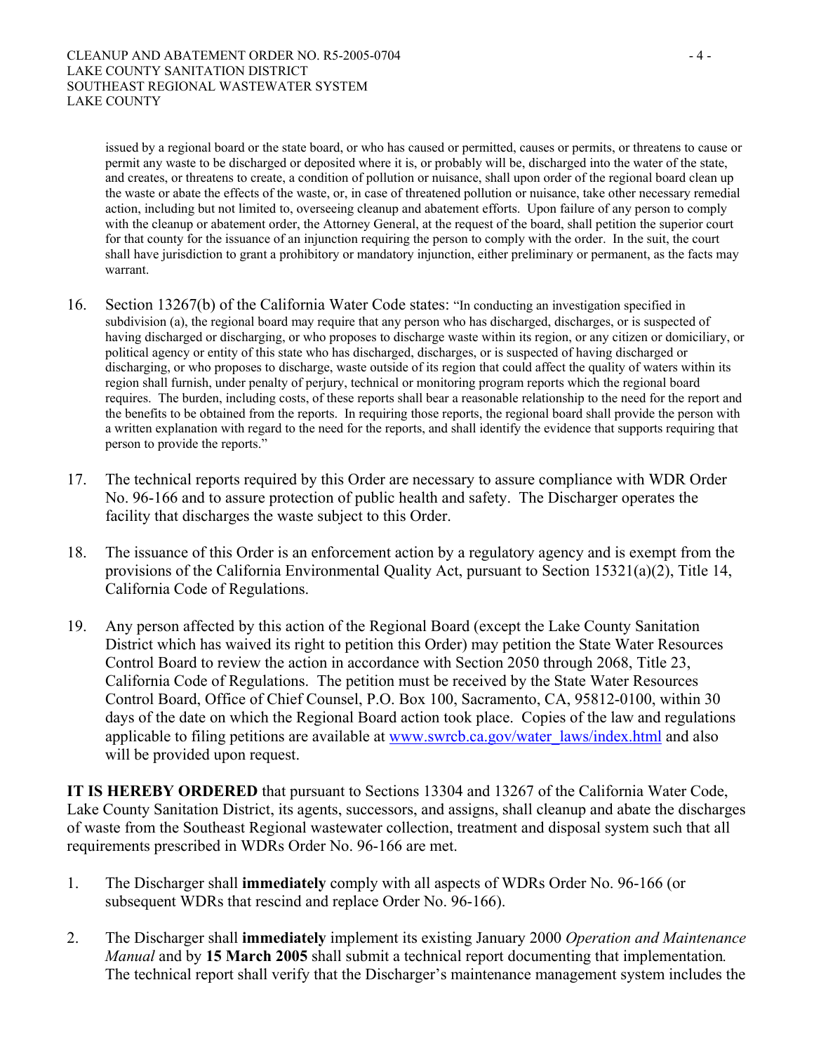issued by a regional board or the state board, or who has caused or permitted, causes or permits, or threatens to cause or permit any waste to be discharged or deposited where it is, or probably will be, discharged into the water of the state, and creates, or threatens to create, a condition of pollution or nuisance, shall upon order of the regional board clean up the waste or abate the effects of the waste, or, in case of threatened pollution or nuisance, take other necessary remedial action, including but not limited to, overseeing cleanup and abatement efforts. Upon failure of any person to comply with the cleanup or abatement order, the Attorney General, at the request of the board, shall petition the superior court for that county for the issuance of an injunction requiring the person to comply with the order. In the suit, the court shall have jurisdiction to grant a prohibitory or mandatory injunction, either preliminary or permanent, as the facts may warrant.

16. Section 13267(b) of the California Water Code states: "In conducting an investigation specified in subdivision (a), the regional board may require that any person who has discharged, discharges, or is suspected of having discharged or discharging, or who proposes to discharge waste within its region, or any citizen or domiciliary, or political agency or entity of this state who has discharged, discharges, or is suspected of having discharged or discharging, or who proposes to discharge, waste outside of its region that could affect the quality of waters within its region shall furnish, under penalty of perjury, technical or monitoring program reports which the regional board requires. The burden, including costs, of these reports shall bear a reasonable relationship to the need for the report and the benefits to be obtained from the reports. In requiring those reports, the regional board shall provide the person with a written explanation with regard to the need for the reports, and shall identify the evidence that supports requiring that person to provide the reports."

17. The technical reports required by this Order are necessary to assure compliance with WDR Order No. 96-166 and to assure protection of public health and safety. The Discharger operates the facility that discharges the waste subject to this Order.

18. The issuance of this Order is an enforcement action by a regulatory agency and is exempt from the provisions of the California Environmental Quality Act, pursuant to Section 15321(a)(2), Title 14, California Code of Regulations.

19. Any person affected by this action of the Regional Board (except the Lake County Sanitation District which has waived its right to petition this Order) may petition the State Water Resources Control Board to review the action in accordance with Section 2050 through 2068, Title 23, California Code of Regulations. The petition must be received by the State Water Resources Control Board, Office of Chief Counsel, P.O. Box 100, Sacramento, CA, 95812-0100, within 30 days of the date on which the Regional Board action took place. Copies of the law and regulations applicable to filing petitions are available at [www.swrcb.ca.gov/water_laws/index.html](www.swrcb.ca.gov/water_laws/index.html) and also will be provided upon request.

**IT IS HEREBY ORDERED** that pursuant to Sections 13304 and 13267 of the California Water Code, Lake County Sanitation District, its agents, successors, and assigns, shall cleanup and abate the discharges of waste from the Southeast Regional wastewater collection, treatment and disposal system such that all requirements prescribed in WDRs Order No. 96-166 are met.

1. The Discharger shall **immediately** comply with all aspects of WDRs Order No. 96-166 (or subsequent WDRs that rescind and replace Order No. 96-166).

2. The Discharger shall **immediately** implement its existing January 2000 *Operation and Maintenance Manual* and by **15 March 2005** shall submit a technical report documenting that implementation. The technical report shall verify that the Discharger's maintenance management system includes the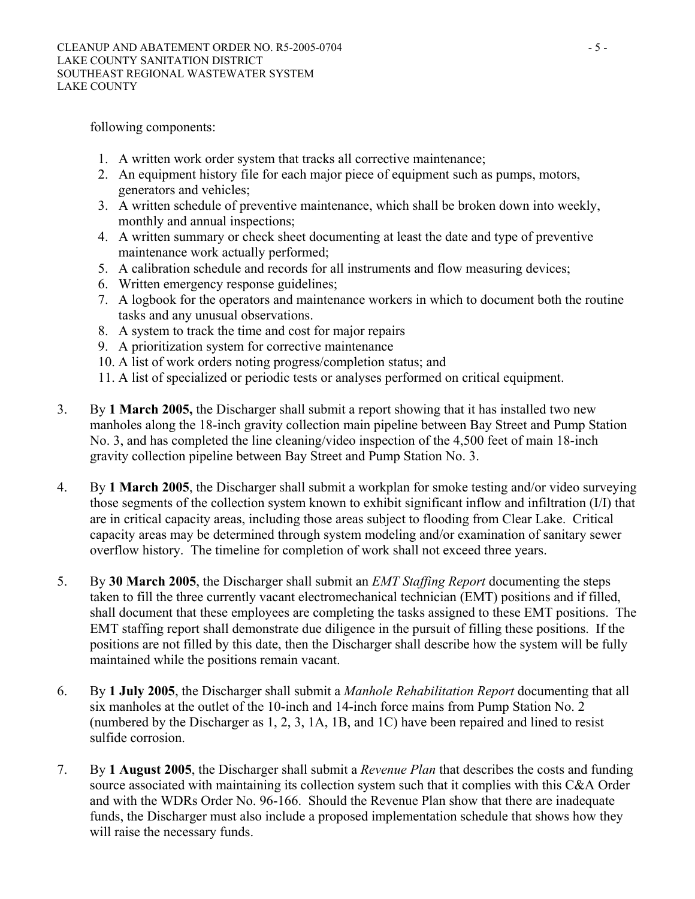following components:

1. A written work order system that tracks all corrective maintenance;
2. An equipment history file for each major piece of equipment such as pumps, motors, generators and vehicles;
3. A written schedule of preventive maintenance, which shall be broken down into weekly, monthly and annual inspections;
4. A written summary or check sheet documenting at least the date and type of preventive maintenance work actually performed;
5. A calibration schedule and records for all instruments and flow measuring devices;
6. Written emergency response guidelines;
7. A logbook for the operators and maintenance workers in which to document both the routine tasks and any unusual observations.
8. A system to track the time and cost for major repairs
9. A prioritization system for corrective maintenance
10. A list of work orders noting progress/completion status; and
11. A list of specialized or periodic tests or analyses performed on critical equipment.

3. By **1 March 2005,** the Discharger shall submit a report showing that it has installed two new manholes along the 18-inch gravity collection main pipeline between Bay Street and Pump Station No. 3, and has completed the line cleaning/video inspection of the 4,500 feet of main 18-inch gravity collection pipeline between Bay Street and Pump Station No. 3.

4. By **1 March 2005**, the Discharger shall submit a workplan for smoke testing and/or video surveying those segments of the collection system known to exhibit significant inflow and infiltration (I/I) that are in critical capacity areas, including those areas subject to flooding from Clear Lake. Critical capacity areas may be determined through system modeling and/or examination of sanitary sewer overflow history. The timeline for completion of work shall not exceed three years.

5. By **30 March 2005**, the Discharger shall submit an *EMT Staffing Report* documenting the steps taken to fill the three currently vacant electromechanical technician (EMT) positions and if filled, shall document that these employees are completing the tasks assigned to these EMT positions. The EMT staffing report shall demonstrate due diligence in the pursuit of filling these positions. If the positions are not filled by this date, then the Discharger shall describe how the system will be fully maintained while the positions remain vacant.

6. By **1 July 2005**, the Discharger shall submit a *Manhole Rehabilitation Report* documenting that all six manholes at the outlet of the 10-inch and 14-inch force mains from Pump Station No. 2 (numbered by the Discharger as 1, 2, 3, 1A, 1B, and 1C) have been repaired and lined to resist sulfide corrosion.

7. By **1 August 2005**, the Discharger shall submit a *Revenue Plan* that describes the costs and funding source associated with maintaining its collection system such that it complies with this C&A Order and with the WDRs Order No. 96-166. Should the Revenue Plan show that there are inadequate funds, the Discharger must also include a proposed implementation schedule that shows how they will raise the necessary funds.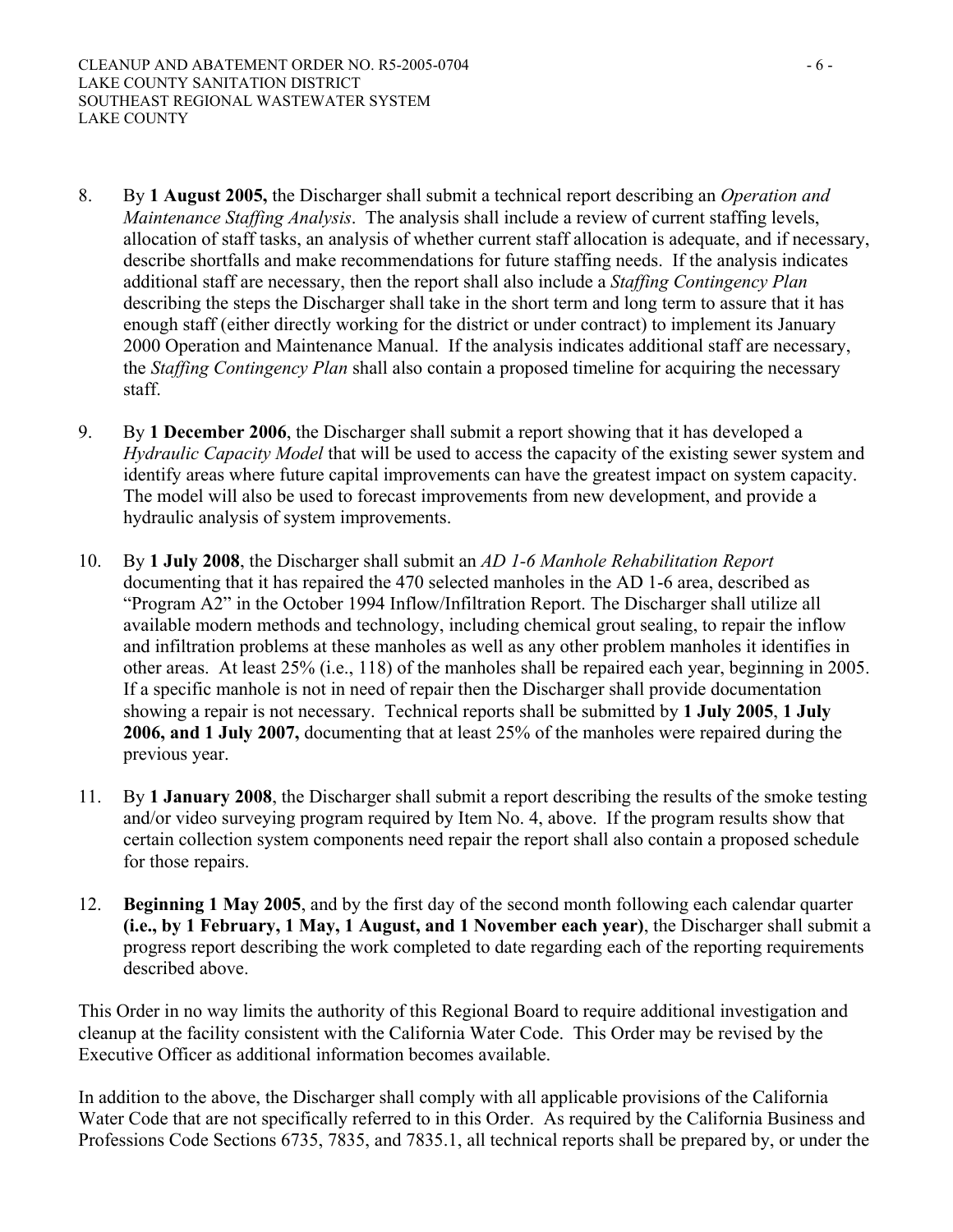8. By **1 August 2005,** the Discharger shall submit a technical report describing an *Operation and Maintenance Staffing Analysis*. The analysis shall include a review of current staffing levels, allocation of staff tasks, an analysis of whether current staff allocation is adequate, and if necessary, describe shortfalls and make recommendations for future staffing needs. If the analysis indicates additional staff are necessary, then the report shall also include a *Staffing Contingency Plan* describing the steps the Discharger shall take in the short term and long term to assure that it has enough staff (either directly working for the district or under contract) to implement its January 2000 Operation and Maintenance Manual. If the analysis indicates additional staff are necessary, the *Staffing Contingency Plan* shall also contain a proposed timeline for acquiring the necessary staff.

9. By **1 December 2006**, the Discharger shall submit a report showing that it has developed a *Hydraulic Capacity Model* that will be used to access the capacity of the existing sewer system and identify areas where future capital improvements can have the greatest impact on system capacity. The model will also be used to forecast improvements from new development, and provide a hydraulic analysis of system improvements.

10. By **1 July 2008**, the Discharger shall submit an *AD 1-6 Manhole Rehabilitation Report* documenting that it has repaired the 470 selected manholes in the AD 1-6 area, described as "Program A2" in the October 1994 Inflow/Infiltration Report. The Discharger shall utilize all available modern methods and technology, including chemical grout sealing, to repair the inflow and infiltration problems at these manholes as well as any other problem manholes it identifies in other areas. At least 25% (i.e., 118) of the manholes shall be repaired each year, beginning in 2005. If a specific manhole is not in need of repair then the Discharger shall provide documentation showing a repair is not necessary. Technical reports shall be submitted by **1 July 2005**, **1 July 2006, and 1 July 2007,** documenting that at least 25% of the manholes were repaired during the previous year.

11. By **1 January 2008**, the Discharger shall submit a report describing the results of the smoke testing and/or video surveying program required by Item No. 4, above. If the program results show that certain collection system components need repair the report shall also contain a proposed schedule for those repairs.

12. **Beginning 1 May 2005**, and by the first day of the second month following each calendar quarter **(i.e., by 1 February, 1 May, 1 August, and 1 November each year)**, the Discharger shall submit a progress report describing the work completed to date regarding each of the reporting requirements described above.

This Order in no way limits the authority of this Regional Board to require additional investigation and cleanup at the facility consistent with the California Water Code. This Order may be revised by the Executive Officer as additional information becomes available.

In addition to the above, the Discharger shall comply with all applicable provisions of the California Water Code that are not specifically referred to in this Order. As required by the California Business and Professions Code Sections 6735, 7835, and 7835.1, all technical reports shall be prepared by, or under the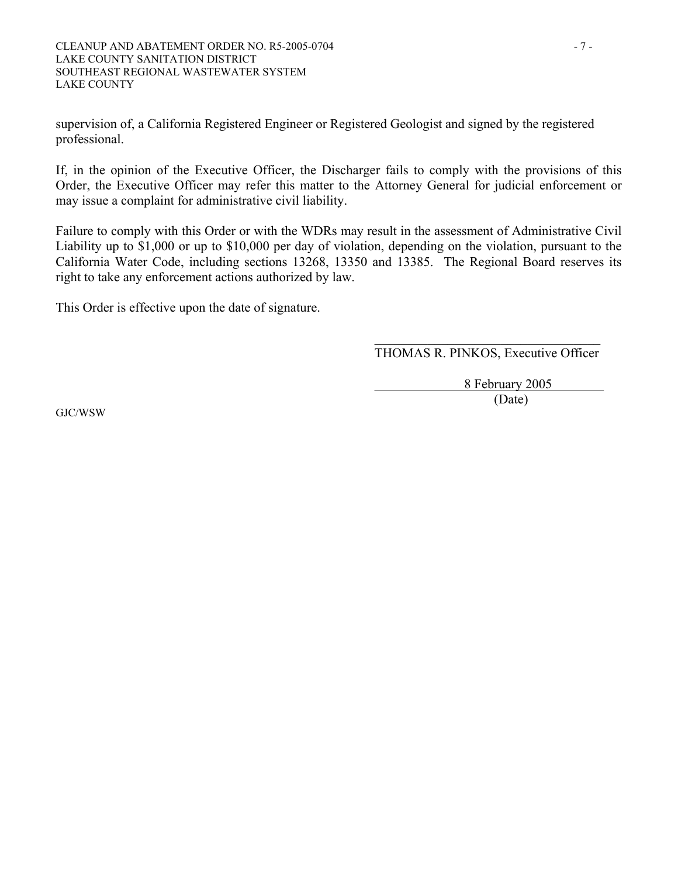supervision of, a California Registered Engineer or Registered Geologist and signed by the registered professional.

If, in the opinion of the Executive Officer, the Discharger fails to comply with the provisions of this Order, the Executive Officer may refer this matter to the Attorney General for judicial enforcement or may issue a complaint for administrative civil liability.

Failure to comply with this Order or with the WDRs may result in the assessment of Administrative Civil Liability up to $1,000 or up to $10,000 per day of violation, depending on the violation, pursuant to the California Water Code, including sections 13268, 13350 and 13385. The Regional Board reserves its right to take any enforcement actions authorized by law.

This Order is effective upon the date of signature.

THOMAS R. PINKOS, Executive Officer

8 February 2005
(Date)

GJC/WSW